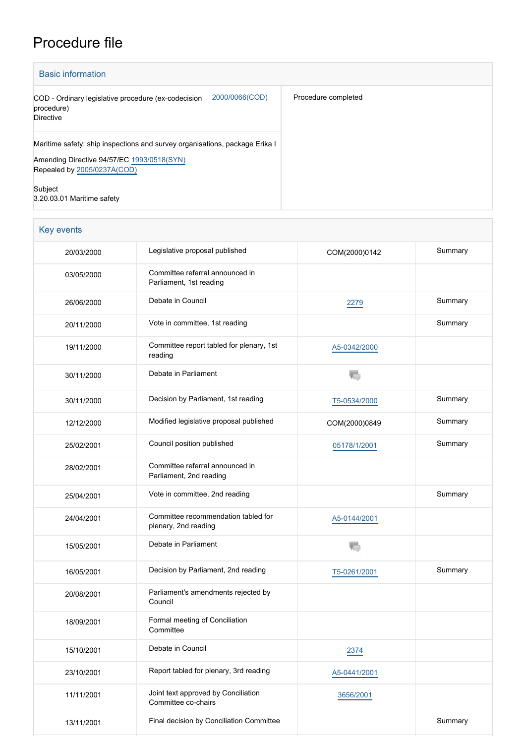# Procedure file

## Basic information

| | |
|---|---|
| COD - Ordinary legislative procedure (ex-codecision procedure)<br>Directive<br>2000/0066(COD) | Procedure completed |
| Maritime safety: ship inspections and survey organisations, package Erika I<br><br>Amending Directive 94/57/EC 1993/0518(SYN)<br>Repealed by 2005/0237A(COD)<br><br>Subject<br>3.20.03.01 Maritime safety | |

## Key events

| | | | |
|---|---|---|---|
| 20/03/2000 | Legislative proposal published | COM(2000)0142 | Summary |
| 03/05/2000 | Committee referral announced in Parliament, 1st reading | | |
| 26/06/2000 | Debate in Council | 2279 | Summary |
| 20/11/2000 | Vote in committee, 1st reading | | Summary |
| 19/11/2000 | Committee report tabled for plenary, 1st reading | A5-0342/2000 | |
| 30/11/2000 | Debate in Parliament | | |
| 30/11/2000 | Decision by Parliament, 1st reading | T5-0534/2000 | Summary |
| 12/12/2000 | Modified legislative proposal published | COM(2000)0849 | Summary |
| 25/02/2001 | Council position published | 05178/1/2001 | Summary |
| 28/02/2001 | Committee referral announced in Parliament, 2nd reading | | |
| 25/04/2001 | Vote in committee, 2nd reading | | Summary |
| 24/04/2001 | Committee recommendation tabled for plenary, 2nd reading | A5-0144/2001 | |
| 15/05/2001 | Debate in Parliament | | |
| 16/05/2001 | Decision by Parliament, 2nd reading | T5-0261/2001 | Summary |
| 20/08/2001 | Parliament's amendments rejected by Council | | |
| 18/09/2001 | Formal meeting of Conciliation Committee | | |
| 15/10/2001 | Debate in Council | 2374 | |
| 23/10/2001 | Report tabled for plenary, 3rd reading | A5-0441/2001 | |
| 11/11/2001 | Joint text approved by Conciliation Committee co-chairs | 3656/2001 | |
| 13/11/2001 | Final decision by Conciliation Committee | | Summary |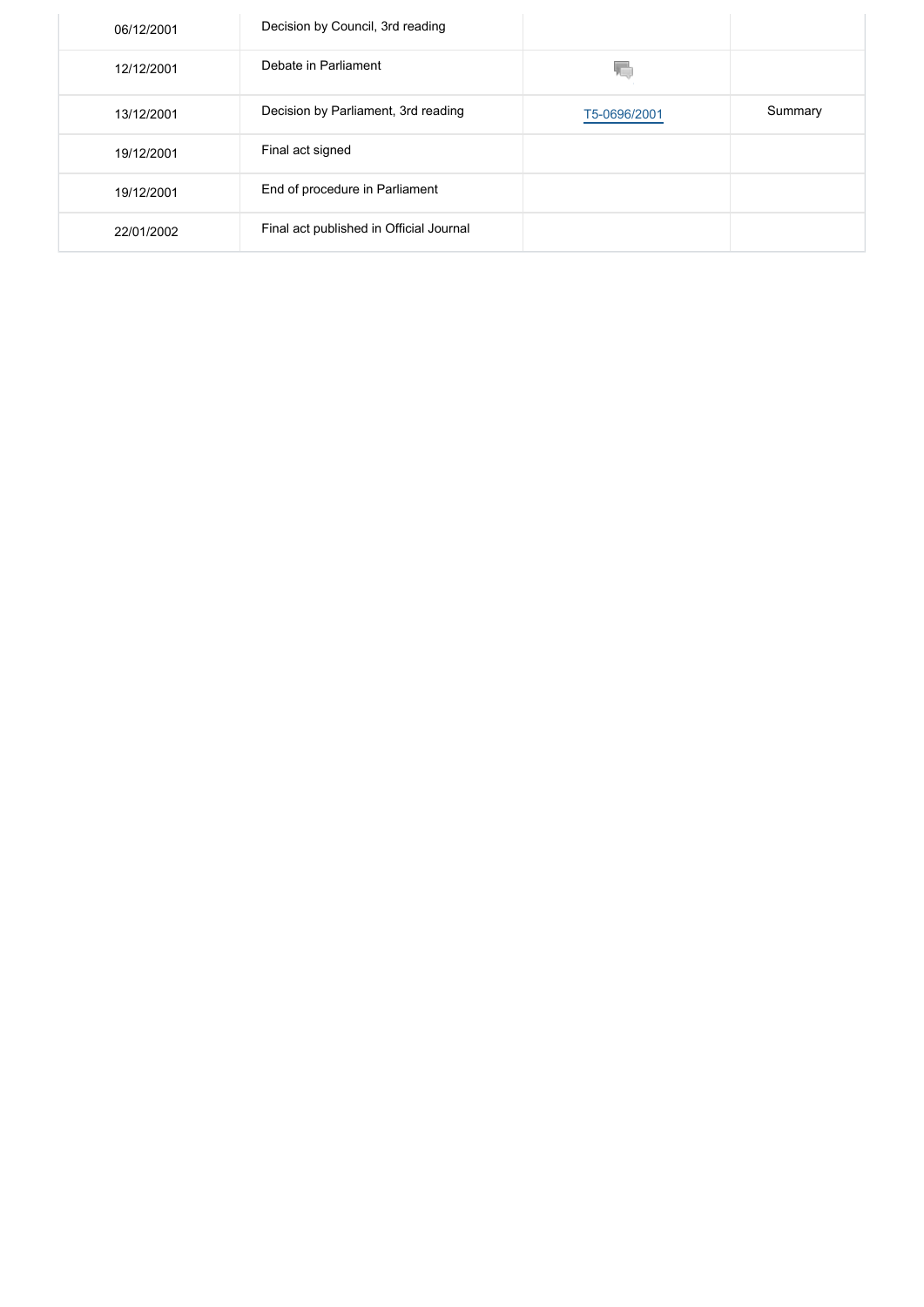| | | | |
|---|---|---|---|
| 06/12/2001 | Decision by Council, 3rd reading | | |
| 12/12/2001 | Debate in Parliament | | |
| 13/12/2001 | Decision by Parliament, 3rd reading | T5-0696/2001 | Summary |
| 19/12/2001 | Final act signed | | |
| 19/12/2001 | End of procedure in Parliament | | |
| 22/01/2002 | Final act published in Official Journal | | |